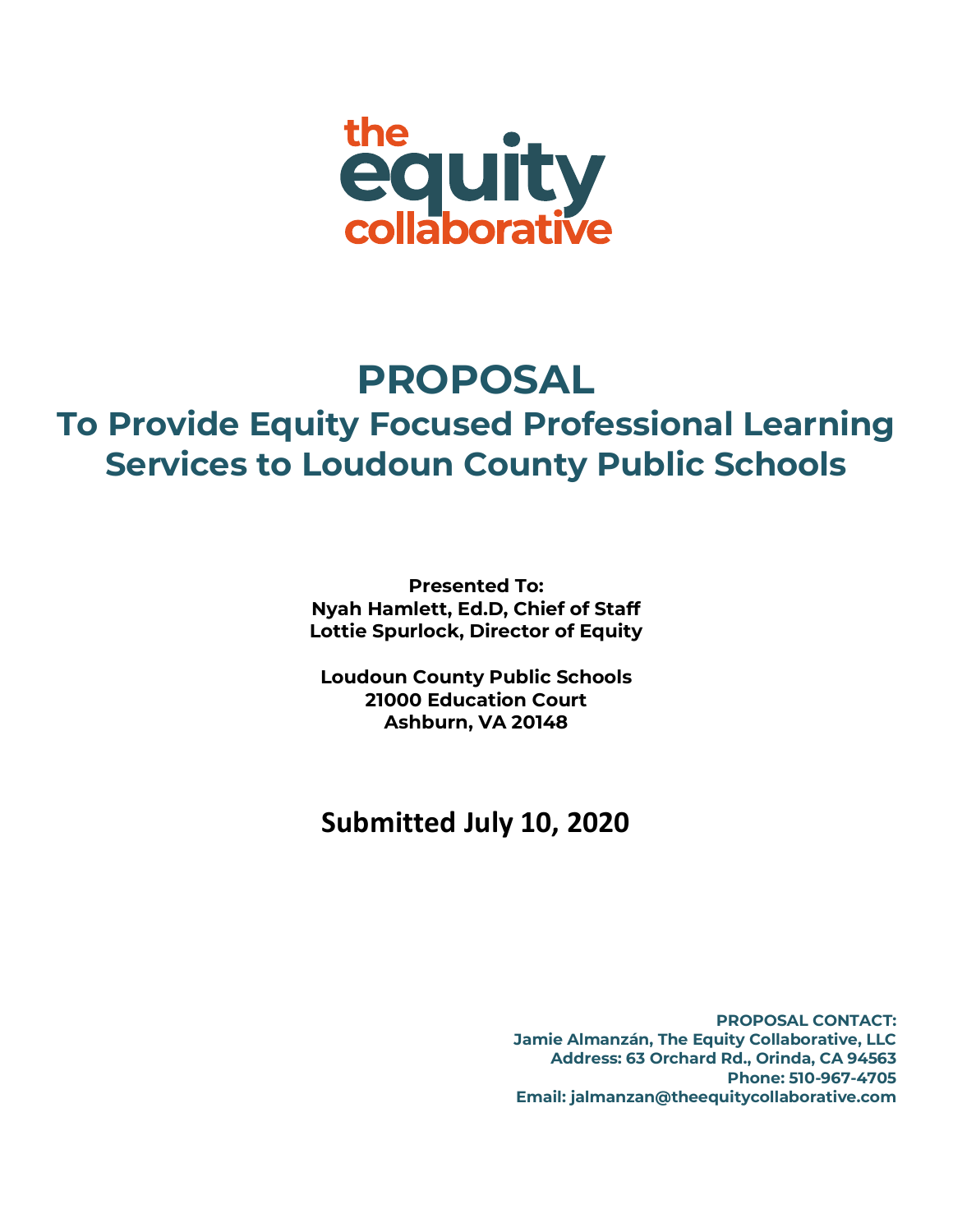the
equity
collaborative

# PROPOSAL

## To Provide Equity Focused Professional Learning Services to Loudoun County Public Schools

**Presented To:**
**Nyah Hamlett, Ed.D, Chief of Staff**
**Lottie Spurlock, Director of Equity**

**Loudoun County Public Schools**
**21000 Education Court**
**Ashburn, VA 20148**

**Submitted July 10, 2020**

**PROPOSAL CONTACT:**
**Jamie Almanzán, The Equity Collaborative, LLC**
**Address: 63 Orchard Rd., Orinda, CA 94563**
**Phone: 510-967-4705**
**Email: jalmanzan@theequitycollaborative.com**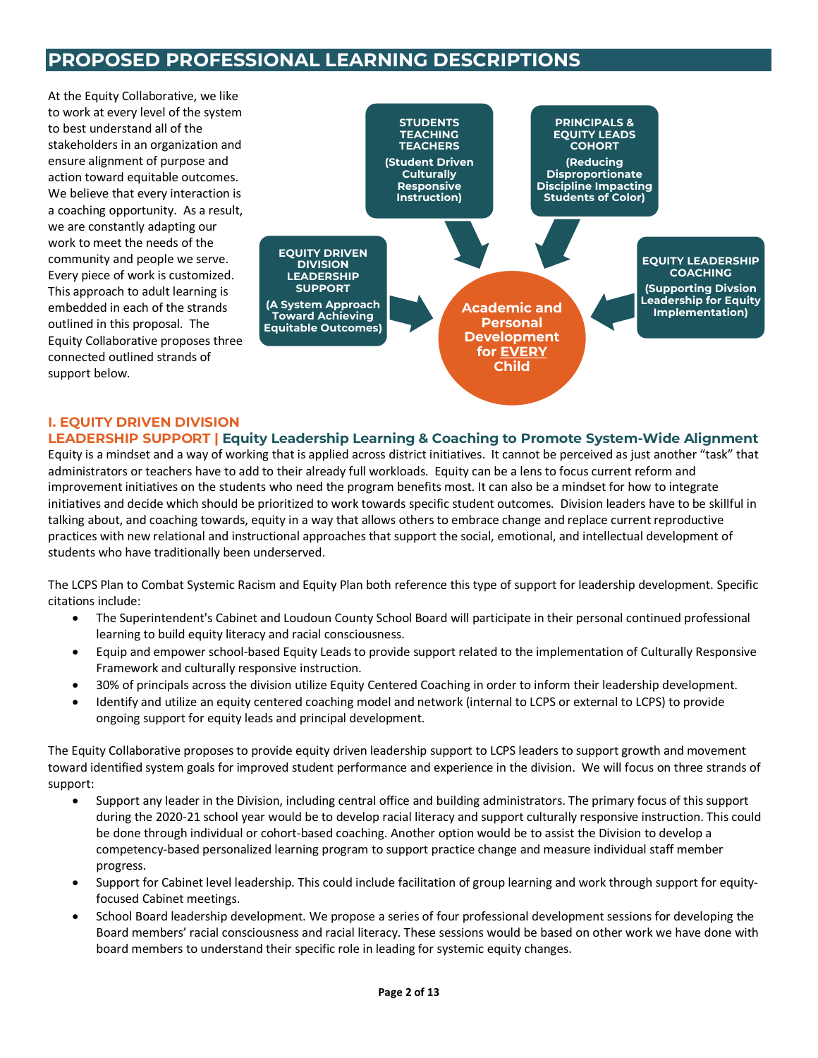# PROPOSED PROFESSIONAL LEARNING DESCRIPTIONS

At the Equity Collaborative, we like to work at every level of the system to best understand all of the stakeholders in an organization and ensure alignment of purpose and action toward equitable outcomes. We believe that every interaction is a coaching opportunity. As a result, we are constantly adapting our work to meet the needs of the community and people we serve. Every piece of work is customized. This approach to adult learning is embedded in each of the strands outlined in this proposal. The Equity Collaborative proposes three connected outlined strands of support below.

**STUDENTS TEACHING TEACHERS** (Student Driven Culturally Responsive Instruction)

**PRINCIPALS & EQUITY LEADS COHORT** (Reducing Disproportionate Discipline Impacting Students of Color)

**EQUITY DRIVEN DIVISION LEADERSHIP SUPPORT** (A System Approach Toward Achieving Equitable Outcomes)

**EQUITY LEADERSHIP COACHING** (Supporting Divsion Leadership for Equity Implementation)

**Academic and Personal Development for EVERY Child**

## I. EQUITY DRIVEN DIVISION LEADERSHIP SUPPORT | Equity Leadership Learning & Coaching to Promote System-Wide Alignment

Equity is a mindset and a way of working that is applied across district initiatives. It cannot be perceived as just another "task" that administrators or teachers have to add to their already full workloads. Equity can be a lens to focus current reform and improvement initiatives on the students who need the program benefits most. It can also be a mindset for how to integrate initiatives and decide which should be prioritized to work towards specific student outcomes. Division leaders have to be skillful in talking about, and coaching towards, equity in a way that allows others to embrace change and replace current reproductive practices with new relational and instructional approaches that support the social, emotional, and intellectual development of students who have traditionally been underserved.

The LCPS Plan to Combat Systemic Racism and Equity Plan both reference this type of support for leadership development. Specific citations include:

- The Superintendent's Cabinet and Loudoun County School Board will participate in their personal continued professional learning to build equity literacy and racial consciousness.
- Equip and empower school-based Equity Leads to provide support related to the implementation of Culturally Responsive Framework and culturally responsive instruction.
- 30% of principals across the division utilize Equity Centered Coaching in order to inform their leadership development.
- Identify and utilize an equity centered coaching model and network (internal to LCPS or external to LCPS) to provide ongoing support for equity leads and principal development.

The Equity Collaborative proposes to provide equity driven leadership support to LCPS leaders to support growth and movement toward identified system goals for improved student performance and experience in the division. We will focus on three strands of support:

- Support any leader in the Division, including central office and building administrators. The primary focus of this support during the 2020-21 school year would be to develop racial literacy and support culturally responsive instruction. This could be done through individual or cohort-based coaching. Another option would be to assist the Division to develop a competency-based personalized learning program to support practice change and measure individual staff member progress.
- Support for Cabinet level leadership. This could include facilitation of group learning and work through support for equity-focused Cabinet meetings.
- School Board leadership development. We propose a series of four professional development sessions for developing the Board members' racial consciousness and racial literacy. These sessions would be based on other work we have done with board members to understand their specific role in leading for systemic equity changes.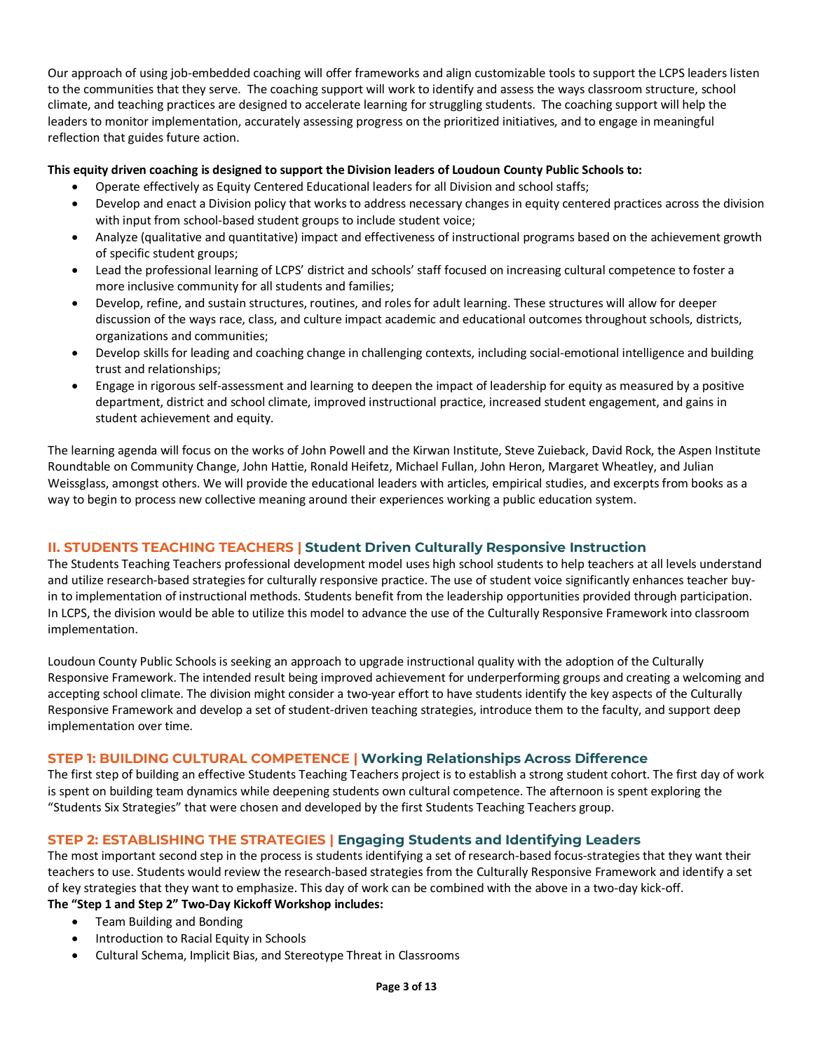Our approach of using job-embedded coaching will offer frameworks and align customizable tools to support the LCPS leaders listen to the communities that they serve. The coaching support will work to identify and assess the ways classroom structure, school climate, and teaching practices are designed to accelerate learning for struggling students. The coaching support will help the leaders to monitor implementation, accurately assessing progress on the prioritized initiatives, and to engage in meaningful reflection that guides future action.

**This equity driven coaching is designed to support the Division leaders of Loudoun County Public Schools to:**

- Operate effectively as Equity Centered Educational leaders for all Division and school staffs;
- Develop and enact a Division policy that works to address necessary changes in equity centered practices across the division with input from school-based student groups to include student voice;
- Analyze (qualitative and quantitative) impact and effectiveness of instructional programs based on the achievement growth of specific student groups;
- Lead the professional learning of LCPS' district and schools' staff focused on increasing cultural competence to foster a more inclusive community for all students and families;
- Develop, refine, and sustain structures, routines, and roles for adult learning. These structures will allow for deeper discussion of the ways race, class, and culture impact academic and educational outcomes throughout schools, districts, organizations and communities;
- Develop skills for leading and coaching change in challenging contexts, including social-emotional intelligence and building trust and relationships;
- Engage in rigorous self-assessment and learning to deepen the impact of leadership for equity as measured by a positive department, district and school climate, improved instructional practice, increased student engagement, and gains in student achievement and equity.

The learning agenda will focus on the works of John Powell and the Kirwan Institute, Steve Zuieback, David Rock, the Aspen Institute Roundtable on Community Change, John Hattie, Ronald Heifetz, Michael Fullan, John Heron, Margaret Wheatley, and Julian Weissglass, amongst others. We will provide the educational leaders with articles, empirical studies, and excerpts from books as a way to begin to process new collective meaning around their experiences working a public education system.

## II. STUDENTS TEACHING TEACHERS | Student Driven Culturally Responsive Instruction

The Students Teaching Teachers professional development model uses high school students to help teachers at all levels understand and utilize research-based strategies for culturally responsive practice. The use of student voice significantly enhances teacher buy-in to implementation of instructional methods. Students benefit from the leadership opportunities provided through participation. In LCPS, the division would be able to utilize this model to advance the use of the Culturally Responsive Framework into classroom implementation.

Loudoun County Public Schools is seeking an approach to upgrade instructional quality with the adoption of the Culturally Responsive Framework. The intended result being improved achievement for underperforming groups and creating a welcoming and accepting school climate. The division might consider a two-year effort to have students identify the key aspects of the Culturally Responsive Framework and develop a set of student-driven teaching strategies, introduce them to the faculty, and support deep implementation over time.

### STEP 1: BUILDING CULTURAL COMPETENCE | Working Relationships Across Difference

The first step of building an effective Students Teaching Teachers project is to establish a strong student cohort. The first day of work is spent on building team dynamics while deepening students own cultural competence. The afternoon is spent exploring the "Students Six Strategies" that were chosen and developed by the first Students Teaching Teachers group.

### STEP 2: ESTABLISHING THE STRATEGIES | Engaging Students and Identifying Leaders

The most important second step in the process is students identifying a set of research-based focus-strategies that they want their teachers to use. Students would review the research-based strategies from the Culturally Responsive Framework and identify a set of key strategies that they want to emphasize. This day of work can be combined with the above in a two-day kick-off.

**The "Step 1 and Step 2" Two-Day Kickoff Workshop includes:**

- Team Building and Bonding
- Introduction to Racial Equity in Schools
- Cultural Schema, Implicit Bias, and Stereotype Threat in Classrooms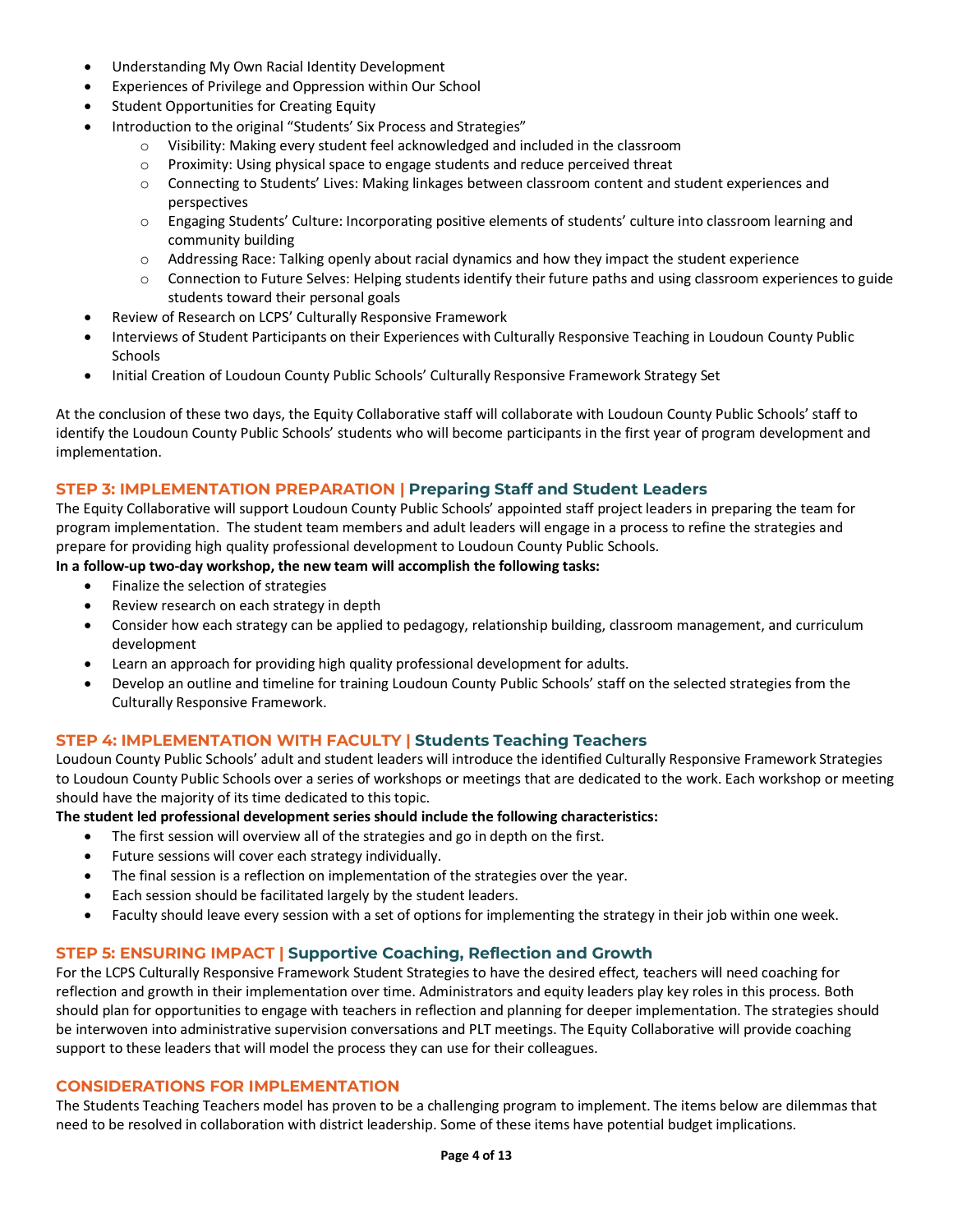- Understanding My Own Racial Identity Development
- Experiences of Privilege and Oppression within Our School
- Student Opportunities for Creating Equity
- Introduction to the original "Students' Six Process and Strategies"
    - Visibility: Making every student feel acknowledged and included in the classroom
    - Proximity: Using physical space to engage students and reduce perceived threat
    - Connecting to Students' Lives: Making linkages between classroom content and student experiences and perspectives
    - Engaging Students' Culture: Incorporating positive elements of students' culture into classroom learning and community building
    - Addressing Race: Talking openly about racial dynamics and how they impact the student experience
    - Connection to Future Selves: Helping students identify their future paths and using classroom experiences to guide students toward their personal goals
- Review of Research on LCPS' Culturally Responsive Framework
- Interviews of Student Participants on their Experiences with Culturally Responsive Teaching in Loudoun County Public Schools
- Initial Creation of Loudoun County Public Schools' Culturally Responsive Framework Strategy Set

At the conclusion of these two days, the Equity Collaborative staff will collaborate with Loudoun County Public Schools' staff to identify the Loudoun County Public Schools' students who will become participants in the first year of program development and implementation.

## STEP 3: IMPLEMENTATION PREPARATION | Preparing Staff and Student Leaders

The Equity Collaborative will support Loudoun County Public Schools' appointed staff project leaders in preparing the team for program implementation. The student team members and adult leaders will engage in a process to refine the strategies and prepare for providing high quality professional development to Loudoun County Public Schools.

**In a follow-up two-day workshop, the new team will accomplish the following tasks:**

- Finalize the selection of strategies
- Review research on each strategy in depth
- Consider how each strategy can be applied to pedagogy, relationship building, classroom management, and curriculum development
- Learn an approach for providing high quality professional development for adults.
- Develop an outline and timeline for training Loudoun County Public Schools' staff on the selected strategies from the Culturally Responsive Framework.

## STEP 4: IMPLEMENTATION WITH FACULTY | Students Teaching Teachers

Loudoun County Public Schools' adult and student leaders will introduce the identified Culturally Responsive Framework Strategies to Loudoun County Public Schools over a series of workshops or meetings that are dedicated to the work. Each workshop or meeting should have the majority of its time dedicated to this topic.

**The student led professional development series should include the following characteristics:**

- The first session will overview all of the strategies and go in depth on the first.
- Future sessions will cover each strategy individually.
- The final session is a reflection on implementation of the strategies over the year.
- Each session should be facilitated largely by the student leaders.
- Faculty should leave every session with a set of options for implementing the strategy in their job within one week.

## STEP 5: ENSURING IMPACT | Supportive Coaching, Reflection and Growth

For the LCPS Culturally Responsive Framework Student Strategies to have the desired effect, teachers will need coaching for reflection and growth in their implementation over time. Administrators and equity leaders play key roles in this process. Both should plan for opportunities to engage with teachers in reflection and planning for deeper implementation. The strategies should be interwoven into administrative supervision conversations and PLT meetings. The Equity Collaborative will provide coaching support to these leaders that will model the process they can use for their colleagues.

## CONSIDERATIONS FOR IMPLEMENTATION

The Students Teaching Teachers model has proven to be a challenging program to implement. The items below are dilemmas that need to be resolved in collaboration with district leadership. Some of these items have potential budget implications.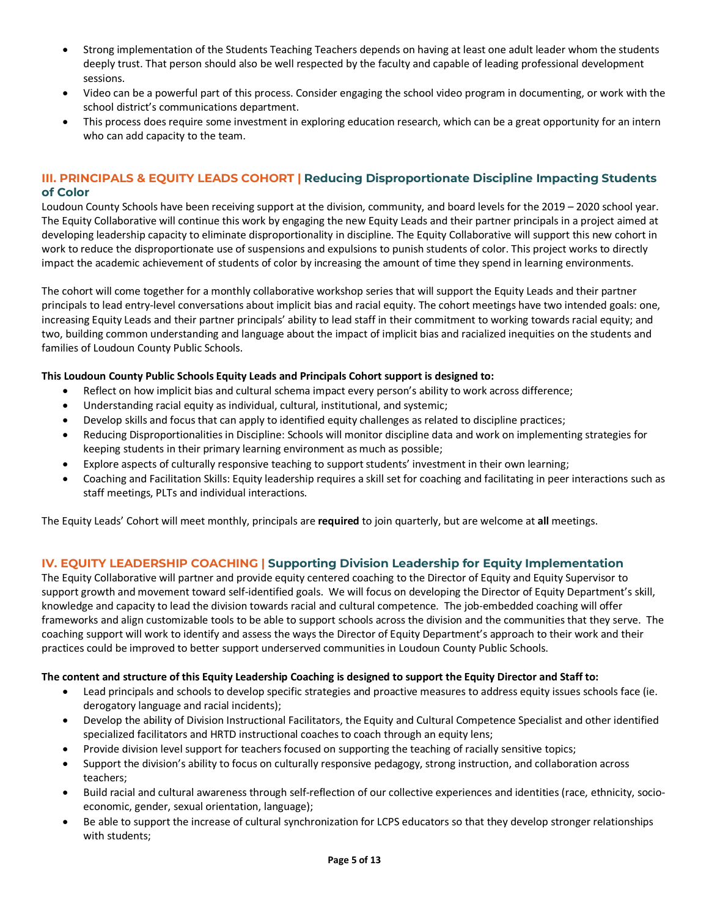- Strong implementation of the Students Teaching Teachers depends on having at least one adult leader whom the students deeply trust. That person should also be well respected by the faculty and capable of leading professional development sessions.
- Video can be a powerful part of this process. Consider engaging the school video program in documenting, or work with the school district's communications department.
- This process does require some investment in exploring education research, which can be a great opportunity for an intern who can add capacity to the team.

## III. PRINCIPALS & EQUITY LEADS COHORT | Reducing Disproportionate Discipline Impacting Students of Color

Loudoun County Schools have been receiving support at the division, community, and board levels for the 2019 – 2020 school year. The Equity Collaborative will continue this work by engaging the new Equity Leads and their partner principals in a project aimed at developing leadership capacity to eliminate disproportionality in discipline. The Equity Collaborative will support this new cohort in work to reduce the disproportionate use of suspensions and expulsions to punish students of color. This project works to directly impact the academic achievement of students of color by increasing the amount of time they spend in learning environments.

The cohort will come together for a monthly collaborative workshop series that will support the Equity Leads and their partner principals to lead entry-level conversations about implicit bias and racial equity. The cohort meetings have two intended goals: one, increasing Equity Leads and their partner principals' ability to lead staff in their commitment to working towards racial equity; and two, building common understanding and language about the impact of implicit bias and racialized inequities on the students and families of Loudoun County Public Schools.

**This Loudoun County Public Schools Equity Leads and Principals Cohort support is designed to:**

- Reflect on how implicit bias and cultural schema impact every person's ability to work across difference;
- Understanding racial equity as individual, cultural, institutional, and systemic;
- Develop skills and focus that can apply to identified equity challenges as related to discipline practices;
- Reducing Disproportionalities in Discipline: Schools will monitor discipline data and work on implementing strategies for keeping students in their primary learning environment as much as possible;
- Explore aspects of culturally responsive teaching to support students' investment in their own learning;
- Coaching and Facilitation Skills: Equity leadership requires a skill set for coaching and facilitating in peer interactions such as staff meetings, PLTs and individual interactions.

The Equity Leads' Cohort will meet monthly, principals are **required** to join quarterly, but are welcome at **all** meetings.

## IV. EQUITY LEADERSHIP COACHING | Supporting Division Leadership for Equity Implementation

The Equity Collaborative will partner and provide equity centered coaching to the Director of Equity and Equity Supervisor to support growth and movement toward self-identified goals. We will focus on developing the Director of Equity Department's skill, knowledge and capacity to lead the division towards racial and cultural competence. The job-embedded coaching will offer frameworks and align customizable tools to be able to support schools across the division and the communities that they serve. The coaching support will work to identify and assess the ways the Director of Equity Department's approach to their work and their practices could be improved to better support underserved communities in Loudoun County Public Schools.

**The content and structure of this Equity Leadership Coaching is designed to support the Equity Director and Staff to:**

- Lead principals and schools to develop specific strategies and proactive measures to address equity issues schools face (ie. derogatory language and racial incidents);
- Develop the ability of Division Instructional Facilitators, the Equity and Cultural Competence Specialist and other identified specialized facilitators and HRTD instructional coaches to coach through an equity lens;
- Provide division level support for teachers focused on supporting the teaching of racially sensitive topics;
- Support the division's ability to focus on culturally responsive pedagogy, strong instruction, and collaboration across teachers;
- Build racial and cultural awareness through self-reflection of our collective experiences and identities (race, ethnicity, socio-economic, gender, sexual orientation, language);
- Be able to support the increase of cultural synchronization for LCPS educators so that they develop stronger relationships with students;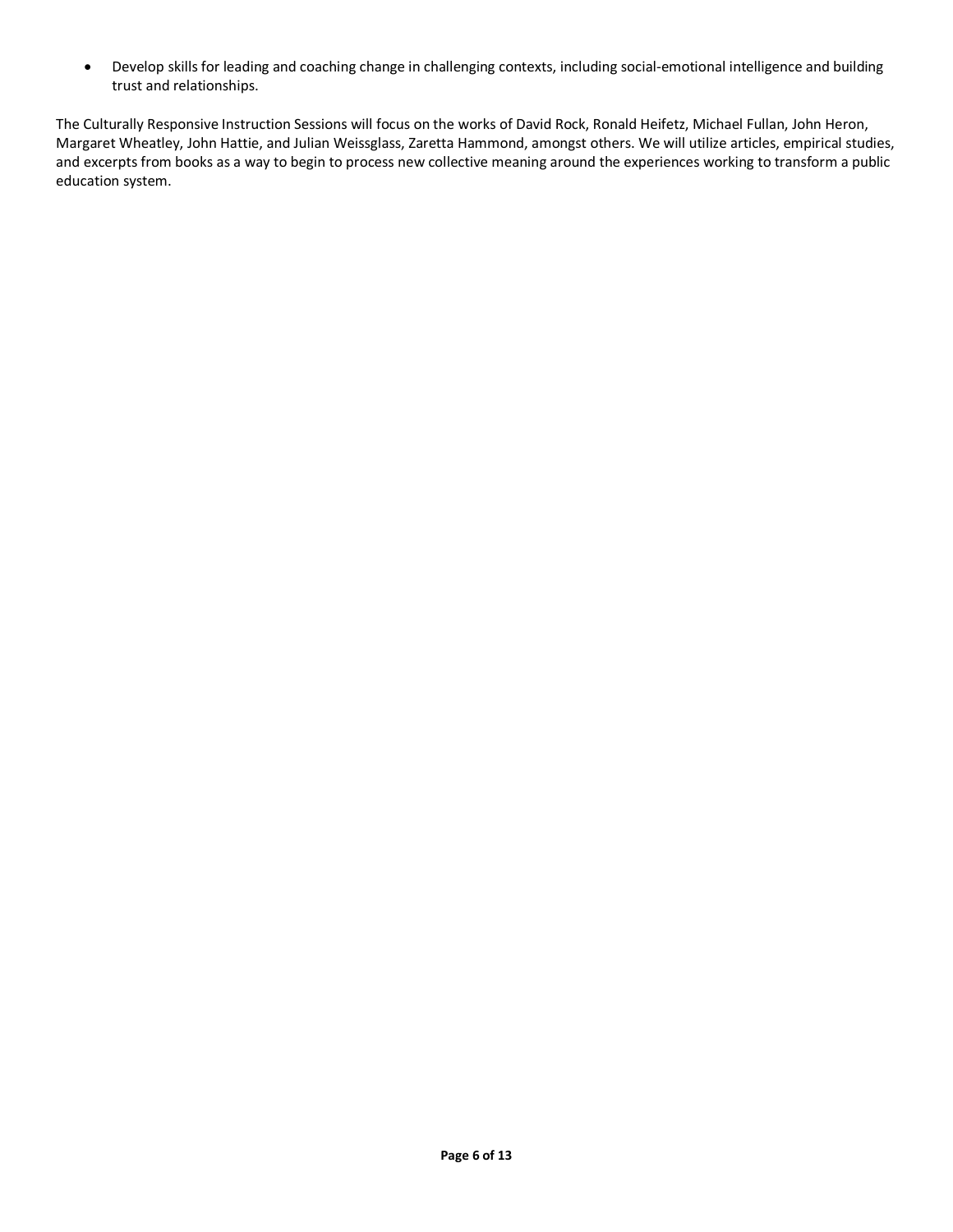- Develop skills for leading and coaching change in challenging contexts, including social-emotional intelligence and building trust and relationships.

The Culturally Responsive Instruction Sessions will focus on the works of David Rock, Ronald Heifetz, Michael Fullan, John Heron, Margaret Wheatley, John Hattie, and Julian Weissglass, Zaretta Hammond, amongst others. We will utilize articles, empirical studies, and excerpts from books as a way to begin to process new collective meaning around the experiences working to transform a public education system.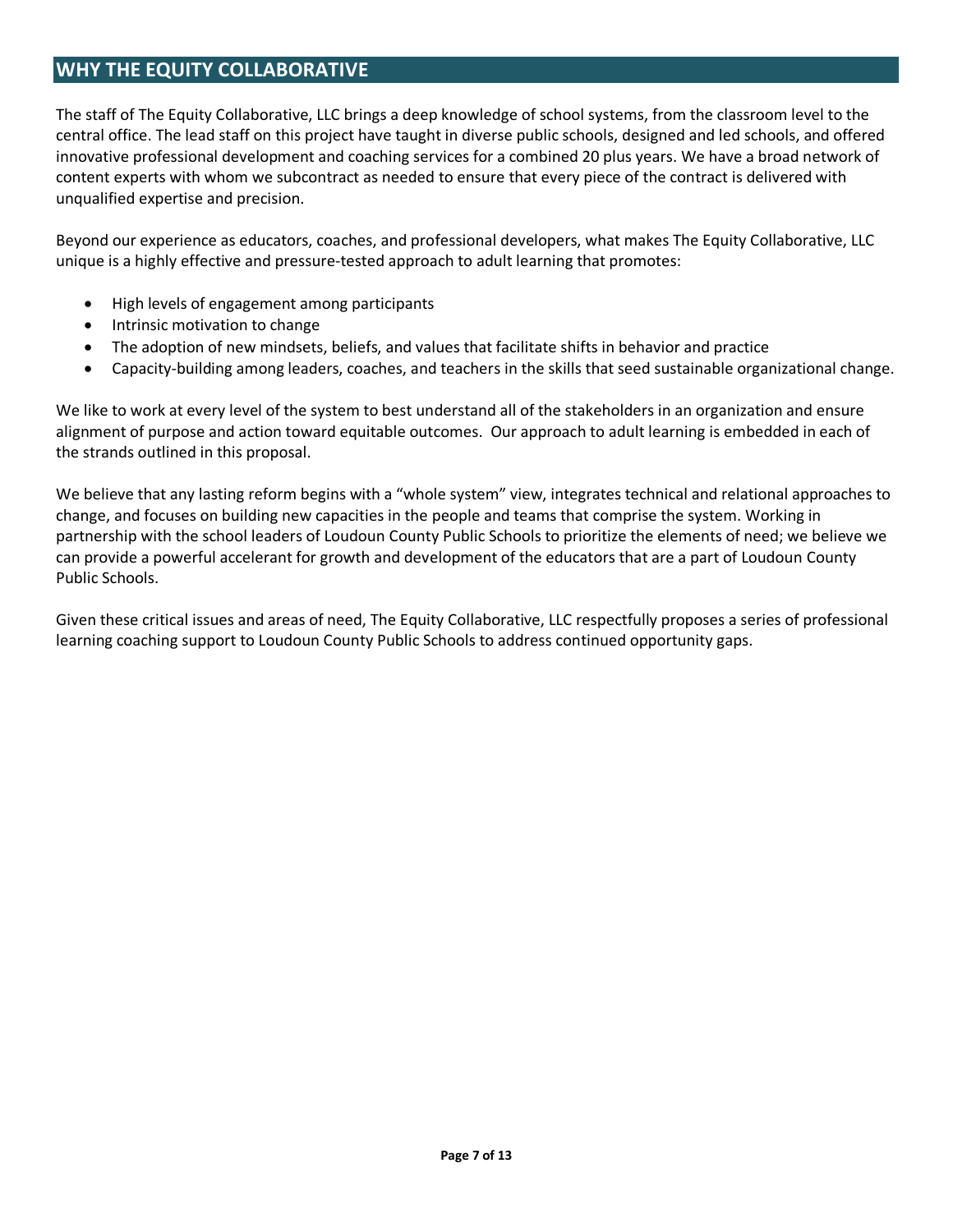## WHY THE EQUITY COLLABORATIVE

The staff of The Equity Collaborative, LLC brings a deep knowledge of school systems, from the classroom level to the central office. The lead staff on this project have taught in diverse public schools, designed and led schools, and offered innovative professional development and coaching services for a combined 20 plus years. We have a broad network of content experts with whom we subcontract as needed to ensure that every piece of the contract is delivered with unqualified expertise and precision.

Beyond our experience as educators, coaches, and professional developers, what makes The Equity Collaborative, LLC unique is a highly effective and pressure-tested approach to adult learning that promotes:

- High levels of engagement among participants
- Intrinsic motivation to change
- The adoption of new mindsets, beliefs, and values that facilitate shifts in behavior and practice
- Capacity-building among leaders, coaches, and teachers in the skills that seed sustainable organizational change.

We like to work at every level of the system to best understand all of the stakeholders in an organization and ensure alignment of purpose and action toward equitable outcomes. Our approach to adult learning is embedded in each of the strands outlined in this proposal.

We believe that any lasting reform begins with a "whole system" view, integrates technical and relational approaches to change, and focuses on building new capacities in the people and teams that comprise the system. Working in partnership with the school leaders of Loudoun County Public Schools to prioritize the elements of need; we believe we can provide a powerful accelerant for growth and development of the educators that are a part of Loudoun County Public Schools.

Given these critical issues and areas of need, The Equity Collaborative, LLC respectfully proposes a series of professional learning coaching support to Loudoun County Public Schools to address continued opportunity gaps.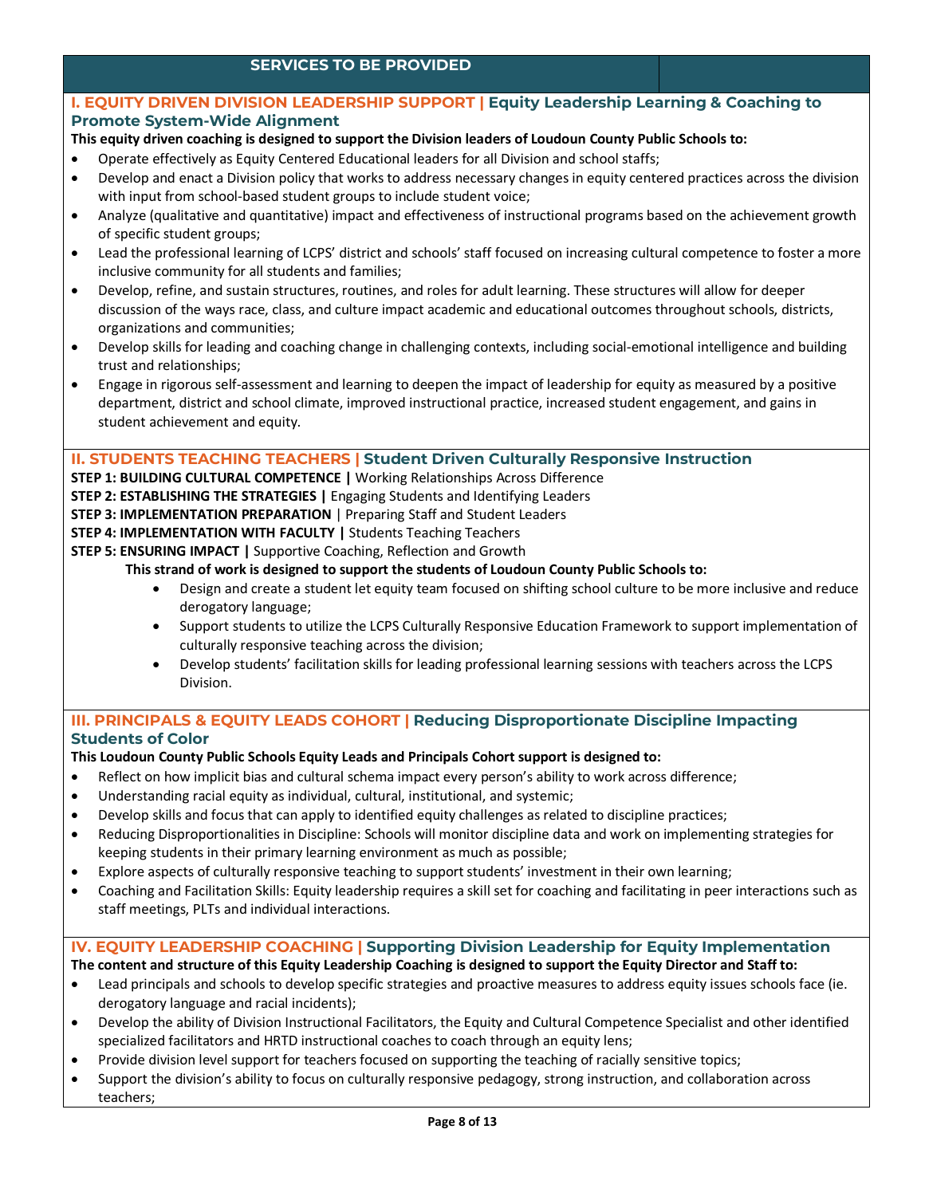## SERVICES TO BE PROVIDED

### I. EQUITY DRIVEN DIVISION LEADERSHIP SUPPORT | Equity Leadership Learning & Coaching to Promote System-Wide Alignment

**This equity driven coaching is designed to support the Division leaders of Loudoun County Public Schools to:**

- Operate effectively as Equity Centered Educational leaders for all Division and school staffs;
- Develop and enact a Division policy that works to address necessary changes in equity centered practices across the division with input from school-based student groups to include student voice;
- Analyze (qualitative and quantitative) impact and effectiveness of instructional programs based on the achievement growth of specific student groups;
- Lead the professional learning of LCPS' district and schools' staff focused on increasing cultural competence to foster a more inclusive community for all students and families;
- Develop, refine, and sustain structures, routines, and roles for adult learning. These structures will allow for deeper discussion of the ways race, class, and culture impact academic and educational outcomes throughout schools, districts, organizations and communities;
- Develop skills for leading and coaching change in challenging contexts, including social-emotional intelligence and building trust and relationships;
- Engage in rigorous self-assessment and learning to deepen the impact of leadership for equity as measured by a positive department, district and school climate, improved instructional practice, increased student engagement, and gains in student achievement and equity.

### II. STUDENTS TEACHING TEACHERS | Student Driven Culturally Responsive Instruction

**STEP 1: BUILDING CULTURAL COMPETENCE |** Working Relationships Across Difference
**STEP 2: ESTABLISHING THE STRATEGIES |** Engaging Students and Identifying Leaders
**STEP 3: IMPLEMENTATION PREPARATION** | Preparing Staff and Student Leaders
**STEP 4: IMPLEMENTATION WITH FACULTY |** Students Teaching Teachers
**STEP 5: ENSURING IMPACT |** Supportive Coaching, Reflection and Growth

**This strand of work is designed to support the students of Loudoun County Public Schools to:**

- Design and create a student let equity team focused on shifting school culture to be more inclusive and reduce derogatory language;
- Support students to utilize the LCPS Culturally Responsive Education Framework to support implementation of culturally responsive teaching across the division;
- Develop students' facilitation skills for leading professional learning sessions with teachers across the LCPS Division.

### III. PRINCIPALS & EQUITY LEADS COHORT | Reducing Disproportionate Discipline Impacting Students of Color

**This Loudoun County Public Schools Equity Leads and Principals Cohort support is designed to:**

- Reflect on how implicit bias and cultural schema impact every person's ability to work across difference;
- Understanding racial equity as individual, cultural, institutional, and systemic;
- Develop skills and focus that can apply to identified equity challenges as related to discipline practices;
- Reducing Disproportionalities in Discipline: Schools will monitor discipline data and work on implementing strategies for keeping students in their primary learning environment as much as possible;
- Explore aspects of culturally responsive teaching to support students' investment in their own learning;
- Coaching and Facilitation Skills: Equity leadership requires a skill set for coaching and facilitating in peer interactions such as staff meetings, PLTs and individual interactions.

### IV. EQUITY LEADERSHIP COACHING | Supporting Division Leadership for Equity Implementation

**The content and structure of this Equity Leadership Coaching is designed to support the Equity Director and Staff to:**

- Lead principals and schools to develop specific strategies and proactive measures to address equity issues schools face (ie. derogatory language and racial incidents);
- Develop the ability of Division Instructional Facilitators, the Equity and Cultural Competence Specialist and other identified specialized facilitators and HRTD instructional coaches to coach through an equity lens;
- Provide division level support for teachers focused on supporting the teaching of racially sensitive topics;
- Support the division's ability to focus on culturally responsive pedagogy, strong instruction, and collaboration across teachers;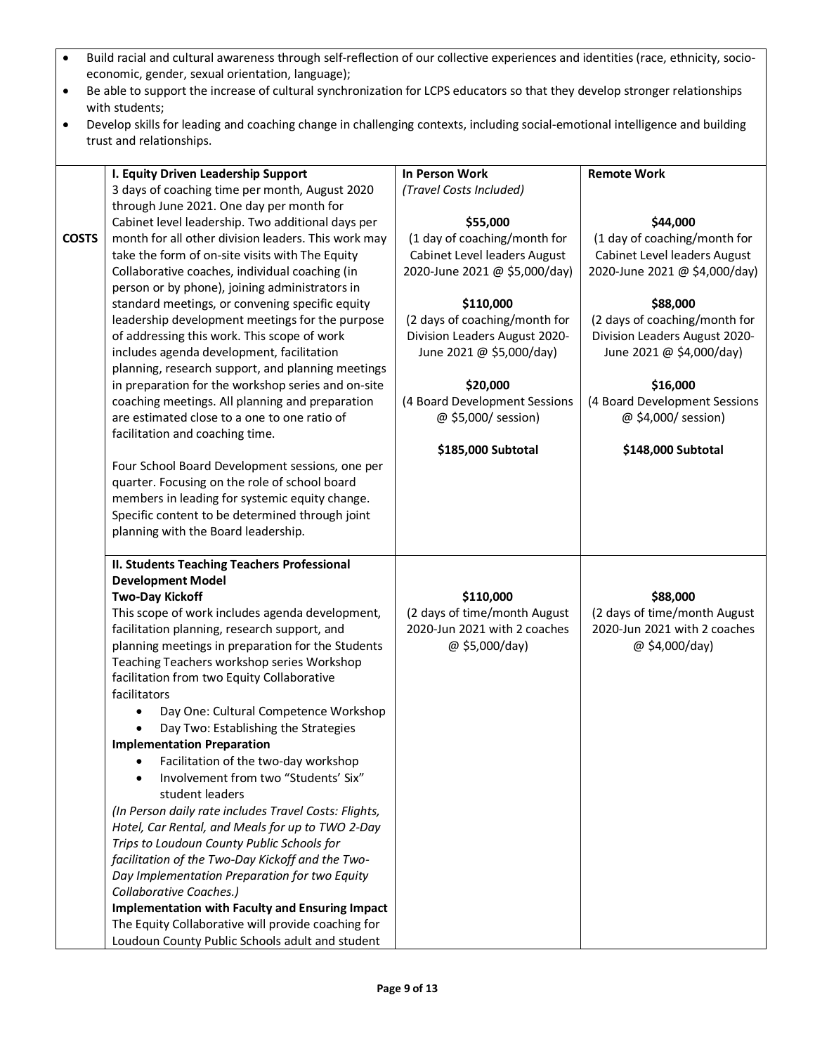- Build racial and cultural awareness through self-reflection of our collective experiences and identities (race, ethnicity, socio-economic, gender, sexual orientation, language);
- Be able to support the increase of cultural synchronization for LCPS educators so that they develop stronger relationships with students;
- Develop skills for leading and coaching change in challenging contexts, including social-emotional intelligence and building trust and relationships.

| | | In Person Work | Remote Work |
|---|---|---|---|
| **COSTS** | **I. Equity Driven Leadership Support**<br>3 days of coaching time per month, August 2020 through June 2021. One day per month for Cabinet level leadership. Two additional days per month for all other division leaders. This work may take the form of on-site visits with The Equity Collaborative coaches, individual coaching (in person or by phone), joining administrators in standard meetings, or convening specific equity leadership development meetings for the purpose of addressing this work. This scope of work includes agenda development, facilitation planning, research support, and planning meetings in preparation for the workshop series and on-site coaching meetings. All planning and preparation are estimated close to a one to one ratio of facilitation and coaching time.<br><br>Four School Board Development sessions, one per quarter. Focusing on the role of school board members in leading for systemic equity change. Specific content to be determined through joint planning with the Board leadership. | *(Travel Costs Included)*<br><br>**$55,000**<br>(1 day of coaching/month for Cabinet Level leaders August 2020-June 2021 @ $5,000/day)<br><br>**$110,000**<br>(2 days of coaching/month for Division Leaders August 2020-June 2021 @ $5,000/day)<br><br>**$20,000**<br>(4 Board Development Sessions @ $5,000/ session)<br><br>**$185,000 Subtotal** | **$44,000**<br>(1 day of coaching/month for Cabinet Level leaders August 2020-June 2021 @ $4,000/day)<br><br>**$88,000**<br>(2 days of coaching/month for Division Leaders August 2020-June 2021 @ $4,000/day)<br><br>**$16,000**<br>(4 Board Development Sessions @ $4,000/ session)<br><br>**$148,000 Subtotal** |
| | **II. Students Teaching Teachers Professional Development Model**<br>**Two-Day Kickoff**<br>This scope of work includes agenda development, facilitation planning, research support, and planning meetings in preparation for the Students Teaching Teachers workshop series Workshop facilitation from two Equity Collaborative facilitators<br>• Day One: Cultural Competence Workshop<br>• Day Two: Establishing the Strategies<br>**Implementation Preparation**<br>• Facilitation of the two-day workshop<br>• Involvement from two "Students' Six" student leaders<br>*(In Person daily rate includes Travel Costs: Flights, Hotel, Car Rental, and Meals for up to TWO 2-Day Trips to Loudoun County Public Schools for facilitation of the Two-Day Kickoff and the Two-Day Implementation Preparation for two Equity Collaborative Coaches.)*<br>**Implementation with Faculty and Ensuring Impact**<br>The Equity Collaborative will provide coaching for Loudoun County Public Schools adult and student | **$110,000**<br>(2 days of time/month August 2020-Jun 2021 with 2 coaches @ $5,000/day) | **$88,000**<br>(2 days of time/month August 2020-Jun 2021 with 2 coaches @ $4,000/day) |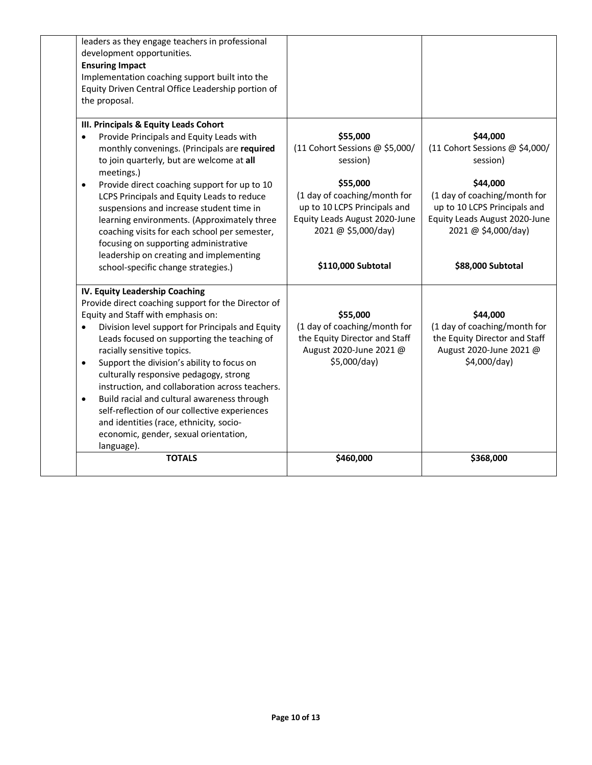| | | | |
|---|---|---|---|
| | leaders as they engage teachers in professional development opportunities.<br>**Ensuring Impact**<br>Implementation coaching support built into the Equity Driven Central Office Leadership portion of the proposal. | | |
| | **III. Principals & Equity Leads Cohort**<br>• Provide Principals and Equity Leads with monthly convenings. (Principals are **required** to join quarterly, but are welcome at **all** meetings.)<br>• Provide direct coaching support for up to 10 LCPS Principals and Equity Leads to reduce suspensions and increase student time in learning environments. (Approximately three coaching visits for each school per semester, focusing on supporting administrative leadership on creating and implementing school-specific change strategies.) | **$55,000**<br>(11 Cohort Sessions @ $5,000/ session)<br><br>**$55,000**<br>(1 day of coaching/month for up to 10 LCPS Principals and Equity Leads August 2020-June 2021 @ $5,000/day)<br><br>**$110,000 Subtotal** | **$44,000**<br>(11 Cohort Sessions @ $4,000/ session)<br><br>**$44,000**<br>(1 day of coaching/month for up to 10 LCPS Principals and Equity Leads August 2020-June 2021 @ $4,000/day)<br><br>**$88,000 Subtotal** |
| | **IV. Equity Leadership Coaching**<br>Provide direct coaching support for the Director of Equity and Staff with emphasis on:<br>• Division level support for Principals and Equity Leads focused on supporting the teaching of racially sensitive topics.<br>• Support the division's ability to focus on culturally responsive pedagogy, strong instruction, and collaboration across teachers.<br>• Build racial and cultural awareness through self-reflection of our collective experiences and identities (race, ethnicity, socio-economic, gender, sexual orientation, language). | **$55,000**<br>(1 day of coaching/month for the Equity Director and Staff August 2020-June 2021 @ $5,000/day) | **$44,000**<br>(1 day of coaching/month for the Equity Director and Staff August 2020-June 2021 @ $4,000/day) |
| | **TOTALS** | **$460,000** | **$368,000** |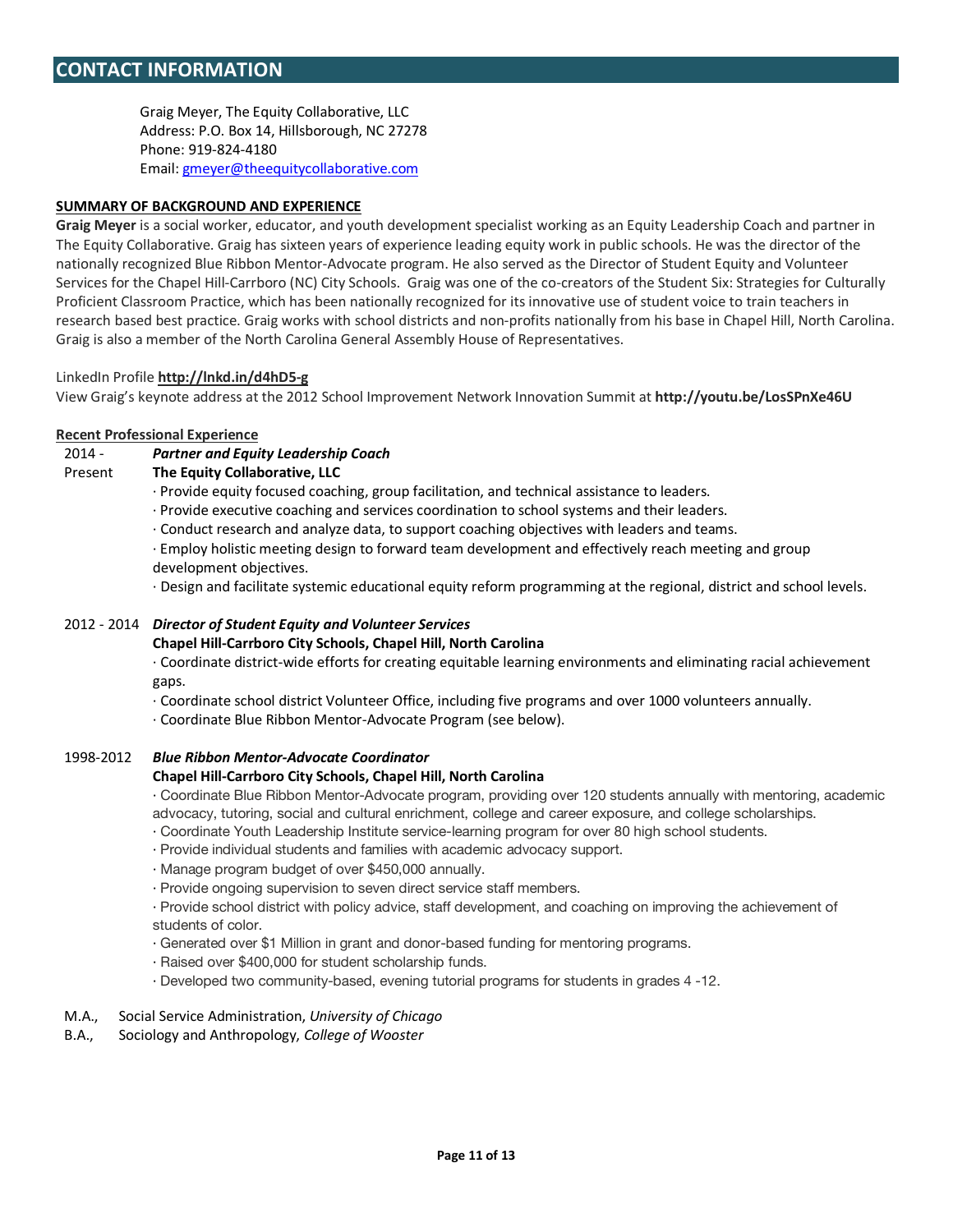## CONTACT INFORMATION

Graig Meyer, The Equity Collaborative, LLC
Address: P.O. Box 14, Hillsborough, NC 27278
Phone: 919-824-4180
Email: gmeyer@theequitycollaborative.com

**SUMMARY OF BACKGROUND AND EXPERIENCE**

**Graig Meyer** is a social worker, educator, and youth development specialist working as an Equity Leadership Coach and partner in The Equity Collaborative. Graig has sixteen years of experience leading equity work in public schools. He was the director of the nationally recognized Blue Ribbon Mentor-Advocate program. He also served as the Director of Student Equity and Volunteer Services for the Chapel Hill-Carrboro (NC) City Schools. Graig was one of the co-creators of the Student Six: Strategies for Culturally Proficient Classroom Practice, which has been nationally recognized for its innovative use of student voice to train teachers in research based best practice. Graig works with school districts and non-profits nationally from his base in Chapel Hill, North Carolina. Graig is also a member of the North Carolina General Assembly House of Representatives.

LinkedIn Profile **http://lnkd.in/d4hD5-g**
View Graig's keynote address at the 2012 School Improvement Network Innovation Summit at **http://youtu.be/LosSPnXe46U**

**Recent Professional Experience**

2014 - Present — ***Partner and Equity Leadership Coach***
**The Equity Collaborative, LLC**

· Provide equity focused coaching, group facilitation, and technical assistance to leaders.
· Provide executive coaching and services coordination to school systems and their leaders.
· Conduct research and analyze data, to support coaching objectives with leaders and teams.
· Employ holistic meeting design to forward team development and effectively reach meeting and group development objectives.
· Design and facilitate systemic educational equity reform programming at the regional, district and school levels.

2012 - 2014 — ***Director of Student Equity and Volunteer Services***
**Chapel Hill-Carrboro City Schools, Chapel Hill, North Carolina**

· Coordinate district-wide efforts for creating equitable learning environments and eliminating racial achievement gaps.
· Coordinate school district Volunteer Office, including five programs and over 1000 volunteers annually.
· Coordinate Blue Ribbon Mentor-Advocate Program (see below).

1998-2012 — ***Blue Ribbon Mentor-Advocate Coordinator***
**Chapel Hill-Carrboro City Schools, Chapel Hill, North Carolina**

· Coordinate Blue Ribbon Mentor-Advocate program, providing over 120 students annually with mentoring, academic advocacy, tutoring, social and cultural enrichment, college and career exposure, and college scholarships.
· Coordinate Youth Leadership Institute service-learning program for over 80 high school students.
· Provide individual students and families with academic advocacy support.
· Manage program budget of over $450,000 annually.
· Provide ongoing supervision to seven direct service staff members.
· Provide school district with policy advice, staff development, and coaching on improving the achievement of students of color.
· Generated over $1 Million in grant and donor-based funding for mentoring programs.
· Raised over $400,000 for student scholarship funds.
· Developed two community-based, evening tutorial programs for students in grades 4 -12.

M.A., Social Service Administration, *University of Chicago*
B.A., Sociology and Anthropology, *College of Wooster*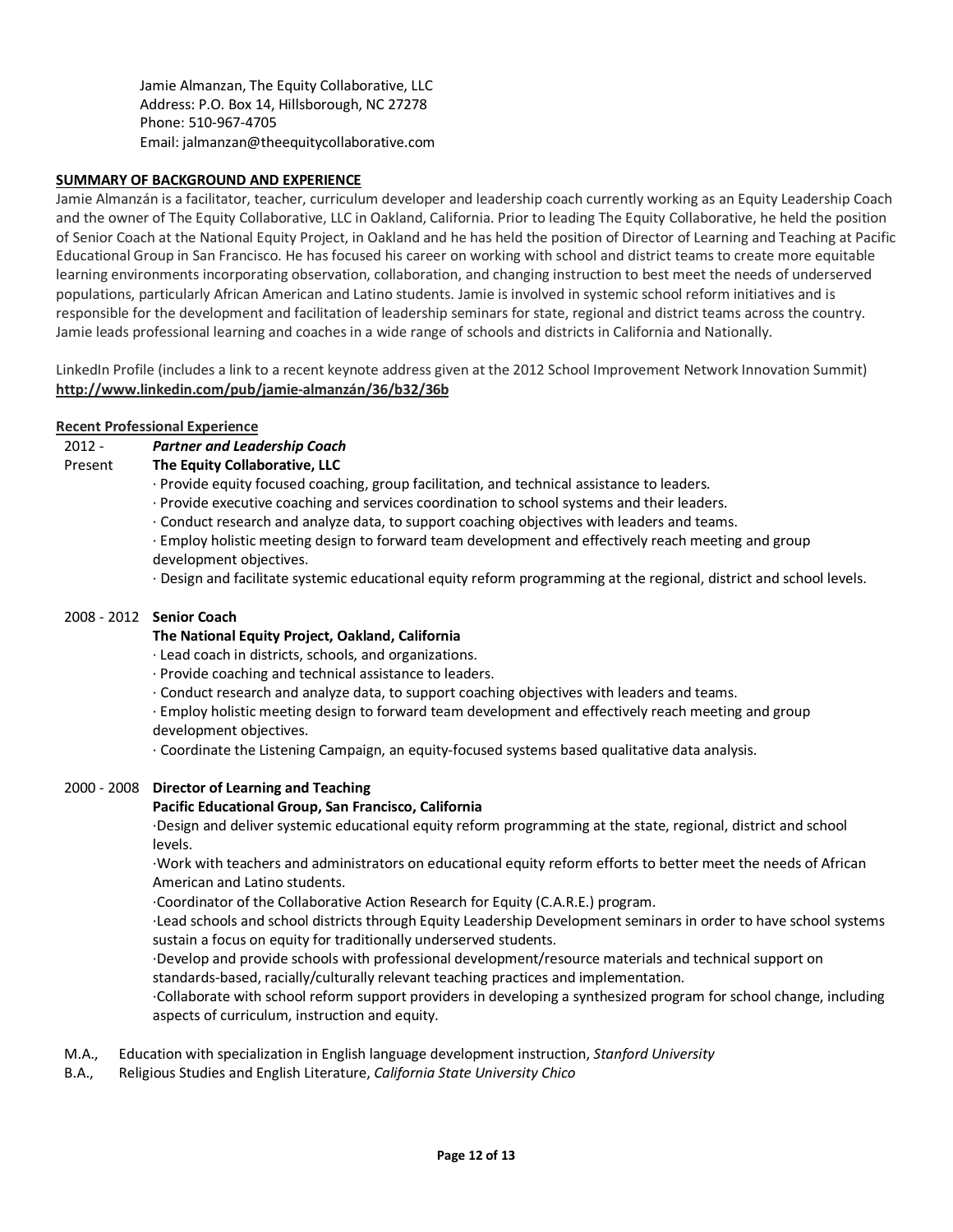Jamie Almanzan, The Equity Collaborative, LLC
Address: P.O. Box 14, Hillsborough, NC 27278
Phone: 510-967-4705
Email: jalmanzan@theequitycollaborative.com

## SUMMARY OF BACKGROUND AND EXPERIENCE

Jamie Almanzán is a facilitator, teacher, curriculum developer and leadership coach currently working as an Equity Leadership Coach and the owner of The Equity Collaborative, LLC in Oakland, California. Prior to leading The Equity Collaborative, he held the position of Senior Coach at the National Equity Project, in Oakland and he has held the position of Director of Learning and Teaching at Pacific Educational Group in San Francisco. He has focused his career on working with school and district teams to create more equitable learning environments incorporating observation, collaboration, and changing instruction to best meet the needs of underserved populations, particularly African American and Latino students. Jamie is involved in systemic school reform initiatives and is responsible for the development and facilitation of leadership seminars for state, regional and district teams across the country. Jamie leads professional learning and coaches in a wide range of schools and districts in California and Nationally.

LinkedIn Profile (includes a link to a recent keynote address given at the 2012 School Improvement Network Innovation Summit)
**http://www.linkedin.com/pub/jamie-almanzán/36/b32/36b**

### Recent Professional Experience

**2012 - Present** ***Partner and Leadership Coach***
**The Equity Collaborative, LLC**

- Provide equity focused coaching, group facilitation, and technical assistance to leaders.
- Provide executive coaching and services coordination to school systems and their leaders.
- Conduct research and analyze data, to support coaching objectives with leaders and teams.
- Employ holistic meeting design to forward team development and effectively reach meeting and group development objectives.
- Design and facilitate systemic educational equity reform programming at the regional, district and school levels.

**2008 - 2012** **Senior Coach**
**The National Equity Project, Oakland, California**

- Lead coach in districts, schools, and organizations.
- Provide coaching and technical assistance to leaders.
- Conduct research and analyze data, to support coaching objectives with leaders and teams.
- Employ holistic meeting design to forward team development and effectively reach meeting and group development objectives.
- Coordinate the Listening Campaign, an equity-focused systems based qualitative data analysis.

**2000 - 2008** **Director of Learning and Teaching**
**Pacific Educational Group, San Francisco, California**

- Design and deliver systemic educational equity reform programming at the state, regional, district and school levels.
- Work with teachers and administrators on educational equity reform efforts to better meet the needs of African American and Latino students.
- Coordinator of the Collaborative Action Research for Equity (C.A.R.E.) program.
- Lead schools and school districts through Equity Leadership Development seminars in order to have school systems sustain a focus on equity for traditionally underserved students.
- Develop and provide schools with professional development/resource materials and technical support on standards-based, racially/culturally relevant teaching practices and implementation.
- Collaborate with school reform support providers in developing a synthesized program for school change, including aspects of curriculum, instruction and equity.

M.A., Education with specialization in English language development instruction, *Stanford University*
B.A., Religious Studies and English Literature, *California State University Chico*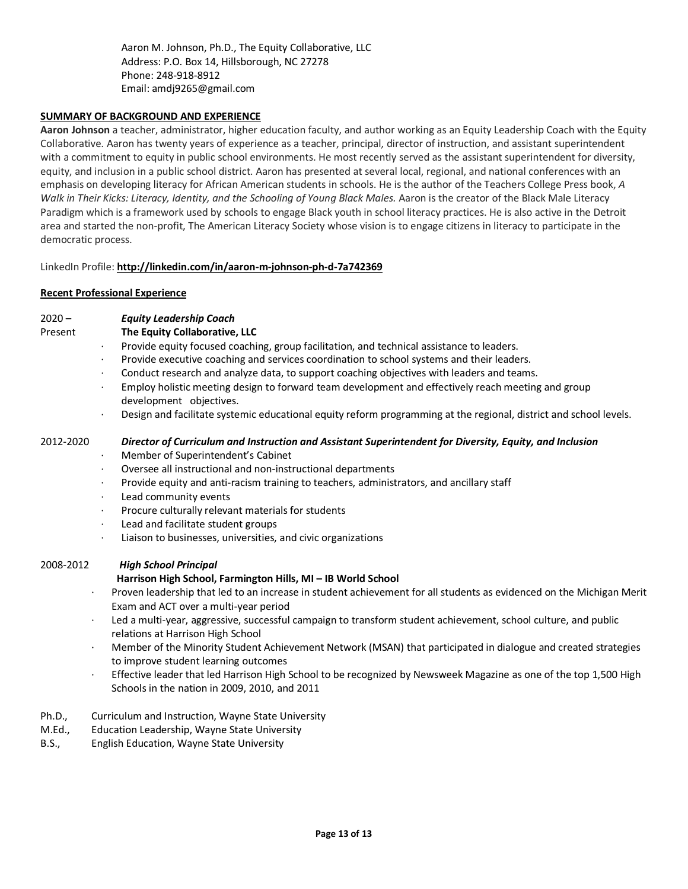Aaron M. Johnson, Ph.D., The Equity Collaborative, LLC
Address: P.O. Box 14, Hillsborough, NC 27278
Phone: 248-918-8912
Email: amdj9265@gmail.com

## SUMMARY OF BACKGROUND AND EXPERIENCE

**Aaron Johnson** a teacher, administrator, higher education faculty, and author working as an Equity Leadership Coach with the Equity Collaborative. Aaron has twenty years of experience as a teacher, principal, director of instruction, and assistant superintendent with a commitment to equity in public school environments. He most recently served as the assistant superintendent for diversity, equity, and inclusion in a public school district. Aaron has presented at several local, regional, and national conferences with an emphasis on developing literacy for African American students in schools. He is the author of the Teachers College Press book, *A Walk in Their Kicks: Literacy, Identity, and the Schooling of Young Black Males.* Aaron is the creator of the Black Male Literacy Paradigm which is a framework used by schools to engage Black youth in school literacy practices. He is also active in the Detroit area and started the non-profit, The American Literacy Society whose vision is to engage citizens in literacy to participate in the democratic process.

LinkedIn Profile: **http://linkedin.com/in/aaron-m-johnson-ph-d-7a742369**

## Recent Professional Experience

2020 – Present **_Equity Leadership Coach_**
**The Equity Collaborative, LLC**

- Provide equity focused coaching, group facilitation, and technical assistance to leaders.
- Provide executive coaching and services coordination to school systems and their leaders.
- Conduct research and analyze data, to support coaching objectives with leaders and teams.
- Employ holistic meeting design to forward team development and effectively reach meeting and group development objectives.
- Design and facilitate systemic educational equity reform programming at the regional, district and school levels.

2012-2020 **_Director of Curriculum and Instruction and Assistant Superintendent for Diversity, Equity, and Inclusion_**

- Member of Superintendent's Cabinet
- Oversee all instructional and non-instructional departments
- Provide equity and anti-racism training to teachers, administrators, and ancillary staff
- Lead community events
- Procure culturally relevant materials for students
- Lead and facilitate student groups
- Liaison to businesses, universities, and civic organizations

2008-2012 **_High School Principal_**
**Harrison High School, Farmington Hills, MI – IB World School**

- Proven leadership that led to an increase in student achievement for all students as evidenced on the Michigan Merit Exam and ACT over a multi-year period
- Led a multi-year, aggressive, successful campaign to transform student achievement, school culture, and public relations at Harrison High School
- Member of the Minority Student Achievement Network (MSAN) that participated in dialogue and created strategies to improve student learning outcomes
- Effective leader that led Harrison High School to be recognized by Newsweek Magazine as one of the top 1,500 High Schools in the nation in 2009, 2010, and 2011

Ph.D., Curriculum and Instruction, Wayne State University
M.Ed., Education Leadership, Wayne State University
B.S., English Education, Wayne State University